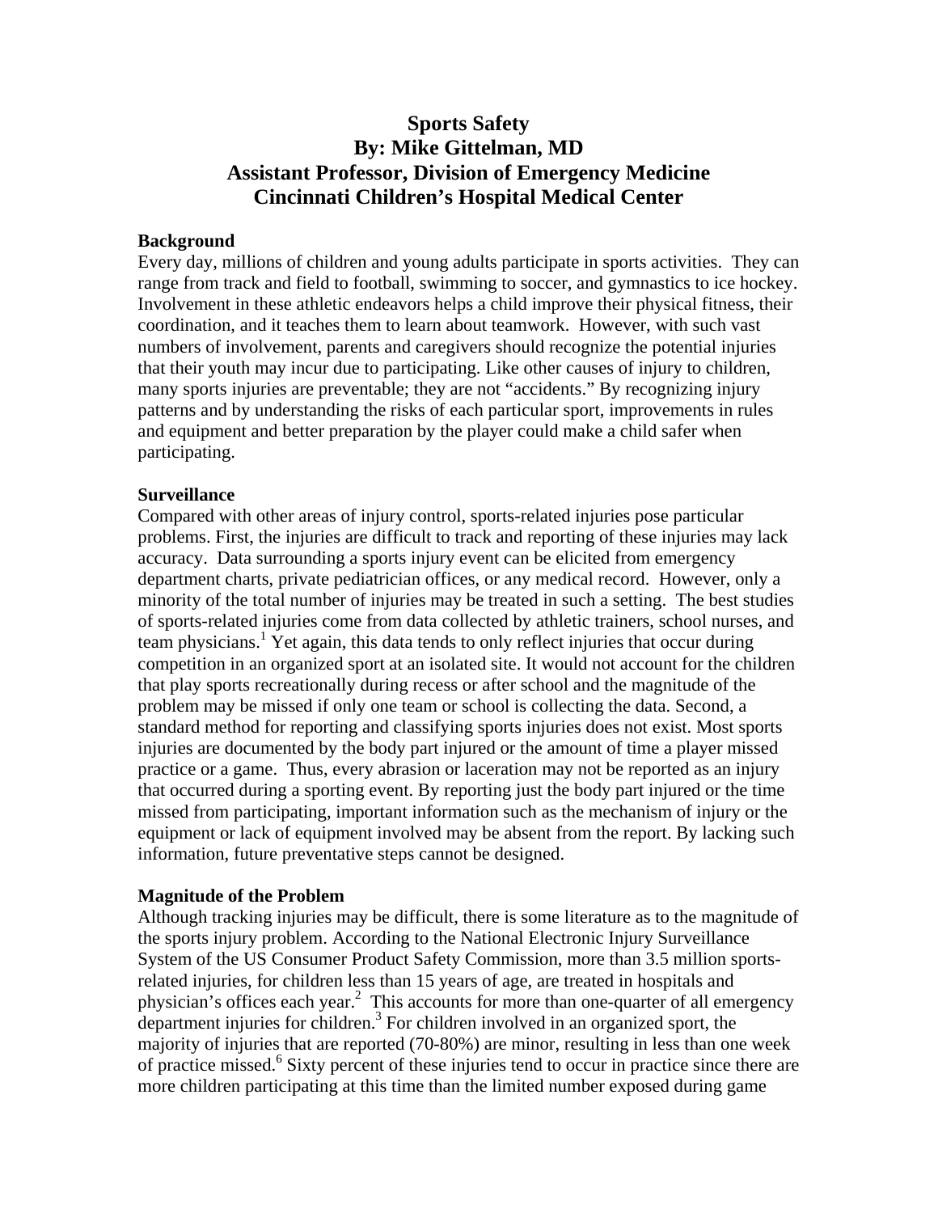# Sports Safety
## By: Mike Gittelman, MD
## Assistant Professor, Division of Emergency Medicine
## Cincinnati Children's Hospital Medical Center

**Background**

Every day, millions of children and young adults participate in sports activities. They can range from track and field to football, swimming to soccer, and gymnastics to ice hockey. Involvement in these athletic endeavors helps a child improve their physical fitness, their coordination, and it teaches them to learn about teamwork. However, with such vast numbers of involvement, parents and caregivers should recognize the potential injuries that their youth may incur due to participating. Like other causes of injury to children, many sports injuries are preventable; they are not "accidents." By recognizing injury patterns and by understanding the risks of each particular sport, improvements in rules and equipment and better preparation by the player could make a child safer when participating.

**Surveillance**

Compared with other areas of injury control, sports-related injuries pose particular problems. First, the injuries are difficult to track and reporting of these injuries may lack accuracy. Data surrounding a sports injury event can be elicited from emergency department charts, private pediatrician offices, or any medical record. However, only a minority of the total number of injuries may be treated in such a setting. The best studies of sports-related injuries come from data collected by athletic trainers, school nurses, and team physicians.[1] Yet again, this data tends to only reflect injuries that occur during competition in an organized sport at an isolated site. It would not account for the children that play sports recreationally during recess or after school and the magnitude of the problem may be missed if only one team or school is collecting the data. Second, a standard method for reporting and classifying sports injuries does not exist. Most sports injuries are documented by the body part injured or the amount of time a player missed practice or a game. Thus, every abrasion or laceration may not be reported as an injury that occurred during a sporting event. By reporting just the body part injured or the time missed from participating, important information such as the mechanism of injury or the equipment or lack of equipment involved may be absent from the report. By lacking such information, future preventative steps cannot be designed.

**Magnitude of the Problem**

Although tracking injuries may be difficult, there is some literature as to the magnitude of the sports injury problem. According to the National Electronic Injury Surveillance System of the US Consumer Product Safety Commission, more than 3.5 million sports-related injuries, for children less than 15 years of age, are treated in hospitals and physician's offices each year.[2] This accounts for more than one-quarter of all emergency department injuries for children.[3] For children involved in an organized sport, the majority of injuries that are reported (70-80%) are minor, resulting in less than one week of practice missed.[6] Sixty percent of these injuries tend to occur in practice since there are more children participating at this time than the limited number exposed during game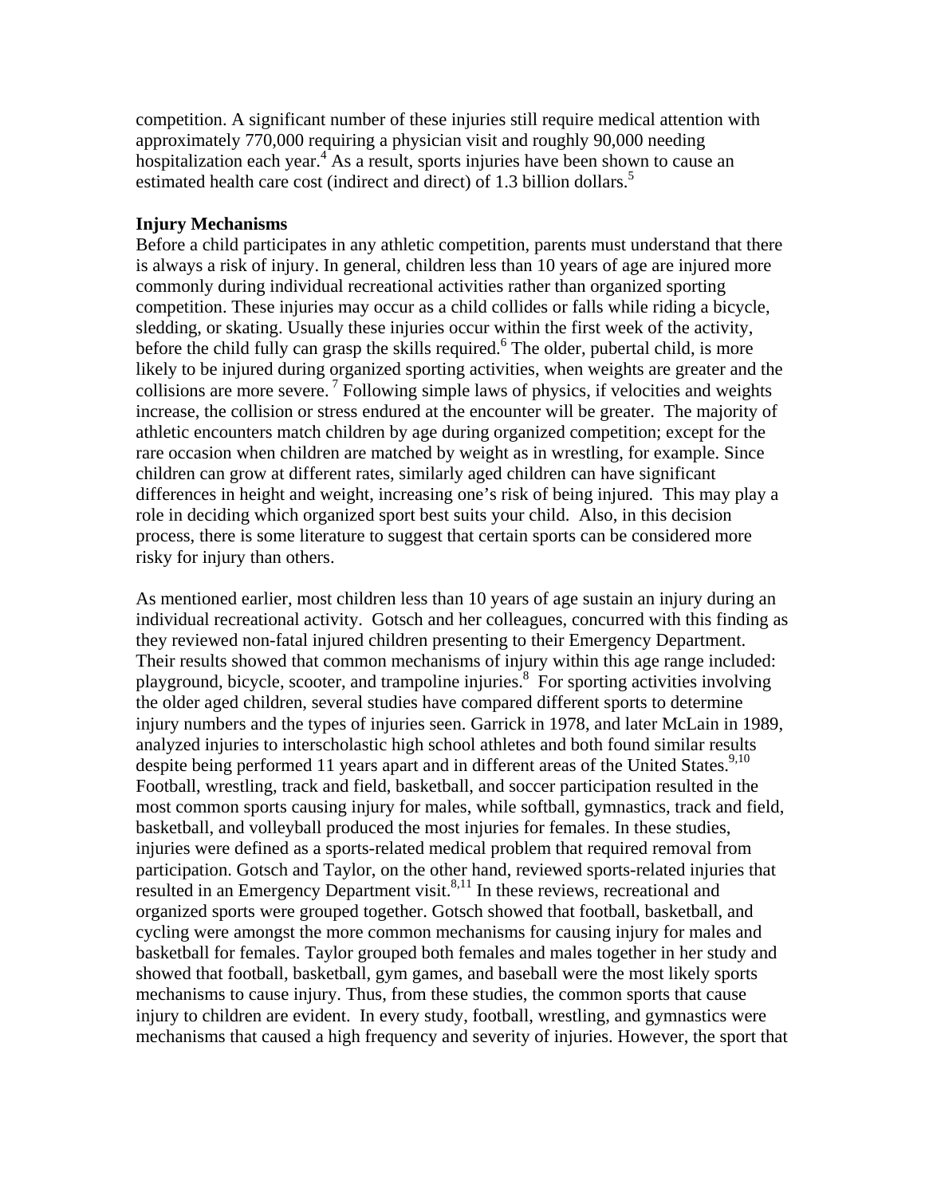competition. A significant number of these injuries still require medical attention with approximately 770,000 requiring a physician visit and roughly 90,000 needing hospitalization each year.[4] As a result, sports injuries have been shown to cause an estimated health care cost (indirect and direct) of 1.3 billion dollars.[5]

**Injury Mechanisms**

Before a child participates in any athletic competition, parents must understand that there is always a risk of injury. In general, children less than 10 years of age are injured more commonly during individual recreational activities rather than organized sporting competition. These injuries may occur as a child collides or falls while riding a bicycle, sledding, or skating. Usually these injuries occur within the first week of the activity, before the child fully can grasp the skills required.[6] The older, pubertal child, is more likely to be injured during organized sporting activities, when weights are greater and the collisions are more severe. [7] Following simple laws of physics, if velocities and weights increase, the collision or stress endured at the encounter will be greater. The majority of athletic encounters match children by age during organized competition; except for the rare occasion when children are matched by weight as in wrestling, for example. Since children can grow at different rates, similarly aged children can have significant differences in height and weight, increasing one's risk of being injured. This may play a role in deciding which organized sport best suits your child. Also, in this decision process, there is some literature to suggest that certain sports can be considered more risky for injury than others.

As mentioned earlier, most children less than 10 years of age sustain an injury during an individual recreational activity. Gotsch and her colleagues, concurred with this finding as they reviewed non-fatal injured children presenting to their Emergency Department. Their results showed that common mechanisms of injury within this age range included: playground, bicycle, scooter, and trampoline injuries.[8] For sporting activities involving the older aged children, several studies have compared different sports to determine injury numbers and the types of injuries seen. Garrick in 1978, and later McLain in 1989, analyzed injuries to interscholastic high school athletes and both found similar results despite being performed 11 years apart and in different areas of the United States.[9,10] Football, wrestling, track and field, basketball, and soccer participation resulted in the most common sports causing injury for males, while softball, gymnastics, track and field, basketball, and volleyball produced the most injuries for females. In these studies, injuries were defined as a sports-related medical problem that required removal from participation. Gotsch and Taylor, on the other hand, reviewed sports-related injuries that resulted in an Emergency Department visit.[8,11] In these reviews, recreational and organized sports were grouped together. Gotsch showed that football, basketball, and cycling were amongst the more common mechanisms for causing injury for males and basketball for females. Taylor grouped both females and males together in her study and showed that football, basketball, gym games, and baseball were the most likely sports mechanisms to cause injury. Thus, from these studies, the common sports that cause injury to children are evident. In every study, football, wrestling, and gymnastics were mechanisms that caused a high frequency and severity of injuries. However, the sport that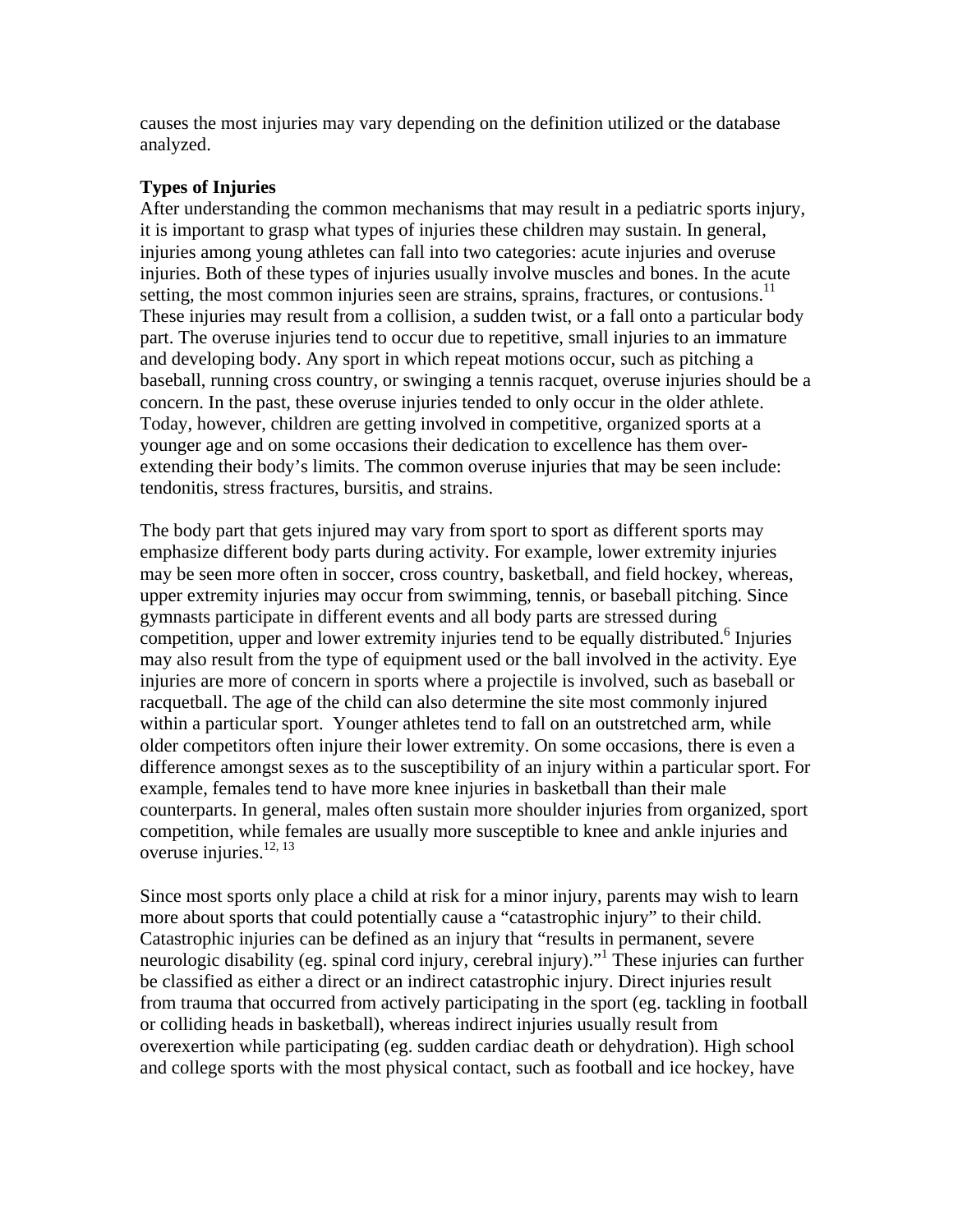causes the most injuries may vary depending on the definition utilized or the database analyzed.

**Types of Injuries**

After understanding the common mechanisms that may result in a pediatric sports injury, it is important to grasp what types of injuries these children may sustain. In general, injuries among young athletes can fall into two categories: acute injuries and overuse injuries. Both of these types of injuries usually involve muscles and bones. In the acute setting, the most common injuries seen are strains, sprains, fractures, or contusions.[11] These injuries may result from a collision, a sudden twist, or a fall onto a particular body part. The overuse injuries tend to occur due to repetitive, small injuries to an immature and developing body. Any sport in which repeat motions occur, such as pitching a baseball, running cross country, or swinging a tennis racquet, overuse injuries should be a concern. In the past, these overuse injuries tended to only occur in the older athlete. Today, however, children are getting involved in competitive, organized sports at a younger age and on some occasions their dedication to excellence has them over-extending their body's limits. The common overuse injuries that may be seen include: tendonitis, stress fractures, bursitis, and strains.

The body part that gets injured may vary from sport to sport as different sports may emphasize different body parts during activity. For example, lower extremity injuries may be seen more often in soccer, cross country, basketball, and field hockey, whereas, upper extremity injuries may occur from swimming, tennis, or baseball pitching. Since gymnasts participate in different events and all body parts are stressed during competition, upper and lower extremity injuries tend to be equally distributed.[6] Injuries may also result from the type of equipment used or the ball involved in the activity. Eye injuries are more of concern in sports where a projectile is involved, such as baseball or racquetball. The age of the child can also determine the site most commonly injured within a particular sport. Younger athletes tend to fall on an outstretched arm, while older competitors often injure their lower extremity. On some occasions, there is even a difference amongst sexes as to the susceptibility of an injury within a particular sport. For example, females tend to have more knee injuries in basketball than their male counterparts. In general, males often sustain more shoulder injuries from organized, sport competition, while females are usually more susceptible to knee and ankle injuries and overuse injuries.[12, 13]

Since most sports only place a child at risk for a minor injury, parents may wish to learn more about sports that could potentially cause a "catastrophic injury" to their child. Catastrophic injuries can be defined as an injury that "results in permanent, severe neurologic disability (eg. spinal cord injury, cerebral injury)."[1] These injuries can further be classified as either a direct or an indirect catastrophic injury. Direct injuries result from trauma that occurred from actively participating in the sport (eg. tackling in football or colliding heads in basketball), whereas indirect injuries usually result from overexertion while participating (eg. sudden cardiac death or dehydration). High school and college sports with the most physical contact, such as football and ice hockey, have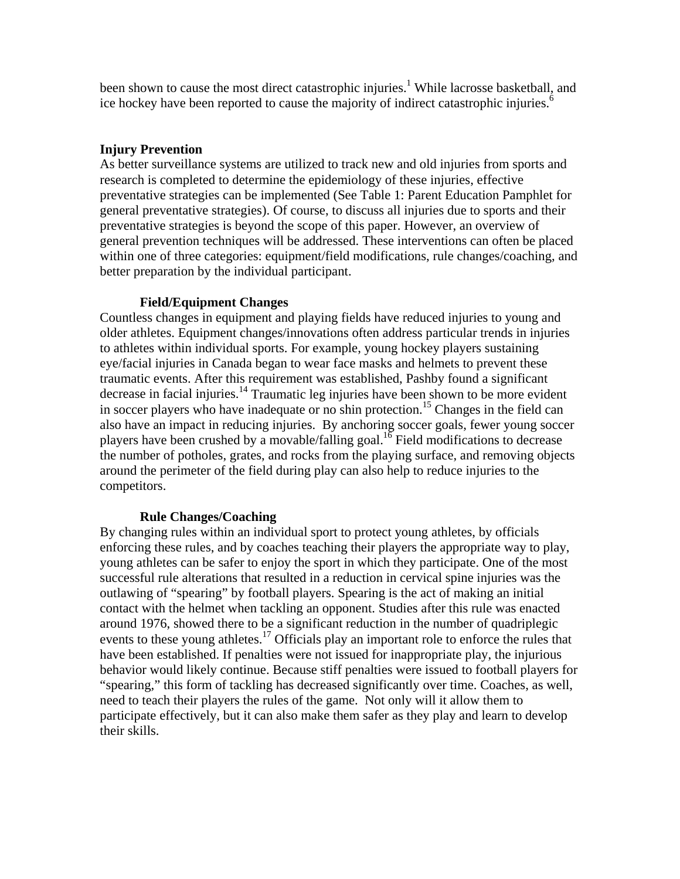been shown to cause the most direct catastrophic injuries.[1] While lacrosse basketball, and ice hockey have been reported to cause the majority of indirect catastrophic injuries.[6]

## Injury Prevention

As better surveillance systems are utilized to track new and old injuries from sports and research is completed to determine the epidemiology of these injuries, effective preventative strategies can be implemented (See Table 1: Parent Education Pamphlet for general preventative strategies). Of course, to discuss all injuries due to sports and their preventative strategies is beyond the scope of this paper. However, an overview of general prevention techniques will be addressed. These interventions can often be placed within one of three categories: equipment/field modifications, rule changes/coaching, and better preparation by the individual participant.

### Field/Equipment Changes

Countless changes in equipment and playing fields have reduced injuries to young and older athletes. Equipment changes/innovations often address particular trends in injuries to athletes within individual sports. For example, young hockey players sustaining eye/facial injuries in Canada began to wear face masks and helmets to prevent these traumatic events. After this requirement was established, Pashby found a significant decrease in facial injuries.[14] Traumatic leg injuries have been shown to be more evident in soccer players who have inadequate or no shin protection.[15] Changes in the field can also have an impact in reducing injuries. By anchoring soccer goals, fewer young soccer players have been crushed by a movable/falling goal.[16] Field modifications to decrease the number of potholes, grates, and rocks from the playing surface, and removing objects around the perimeter of the field during play can also help to reduce injuries to the competitors.

### Rule Changes/Coaching

By changing rules within an individual sport to protect young athletes, by officials enforcing these rules, and by coaches teaching their players the appropriate way to play, young athletes can be safer to enjoy the sport in which they participate. One of the most successful rule alterations that resulted in a reduction in cervical spine injuries was the outlawing of "spearing" by football players. Spearing is the act of making an initial contact with the helmet when tackling an opponent. Studies after this rule was enacted around 1976, showed there to be a significant reduction in the number of quadriplegic events to these young athletes.[17] Officials play an important role to enforce the rules that have been established. If penalties were not issued for inappropriate play, the injurious behavior would likely continue. Because stiff penalties were issued to football players for "spearing," this form of tackling has decreased significantly over time. Coaches, as well, need to teach their players the rules of the game. Not only will it allow them to participate effectively, but it can also make them safer as they play and learn to develop their skills.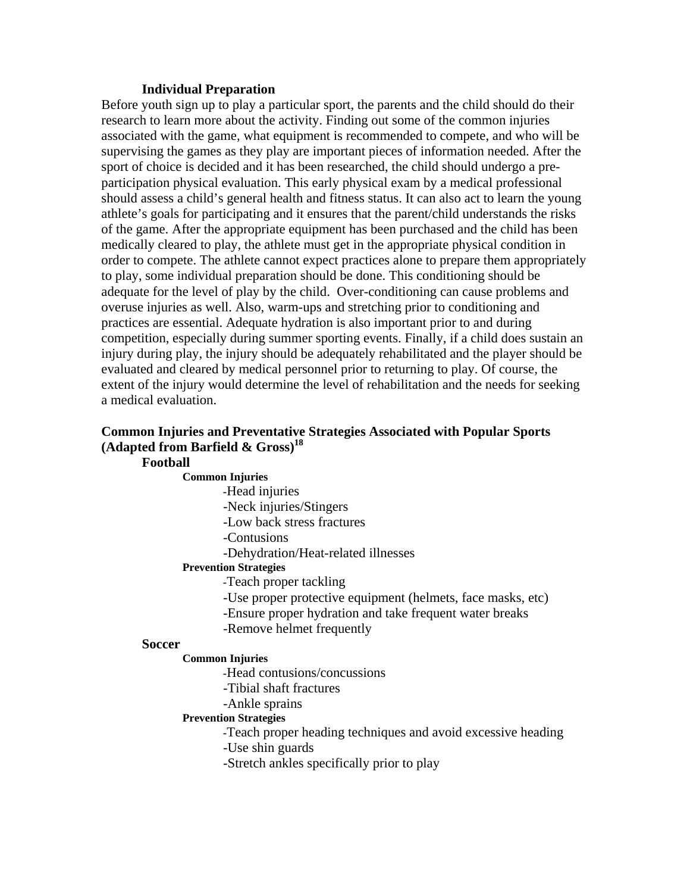### Individual Preparation

Before youth sign up to play a particular sport, the parents and the child should do their research to learn more about the activity. Finding out some of the common injuries associated with the game, what equipment is recommended to compete, and who will be supervising the games as they play are important pieces of information needed. After the sport of choice is decided and it has been researched, the child should undergo a pre-participation physical evaluation. This early physical exam by a medical professional should assess a child's general health and fitness status. It can also act to learn the young athlete's goals for participating and it ensures that the parent/child understands the risks of the game. After the appropriate equipment has been purchased and the child has been medically cleared to play, the athlete must get in the appropriate physical condition in order to compete. The athlete cannot expect practices alone to prepare them appropriately to play, some individual preparation should be done. This conditioning should be adequate for the level of play by the child. Over-conditioning can cause problems and overuse injuries as well. Also, warm-ups and stretching prior to conditioning and practices are essential. Adequate hydration is also important prior to and during competition, especially during summer sporting events. Finally, if a child does sustain an injury during play, the injury should be adequately rehabilitated and the player should be evaluated and cleared by medical personnel prior to returning to play. Of course, the extent of the injury would determine the level of rehabilitation and the needs for seeking a medical evaluation.

## Common Injuries and Preventative Strategies Associated with Popular Sports (Adapted from Barfield & Gross)[18]

### Football

**Common Injuries**

- Head injuries
- Neck injuries/Stingers
- Low back stress fractures
- Contusions
- Dehydration/Heat-related illnesses

**Prevention Strategies**

- Teach proper tackling
- Use proper protective equipment (helmets, face masks, etc)
- Ensure proper hydration and take frequent water breaks
- Remove helmet frequently

### Soccer

**Common Injuries**

- Head contusions/concussions
- Tibial shaft fractures
- Ankle sprains

**Prevention Strategies**

- Teach proper heading techniques and avoid excessive heading
- Use shin guards
- Stretch ankles specifically prior to play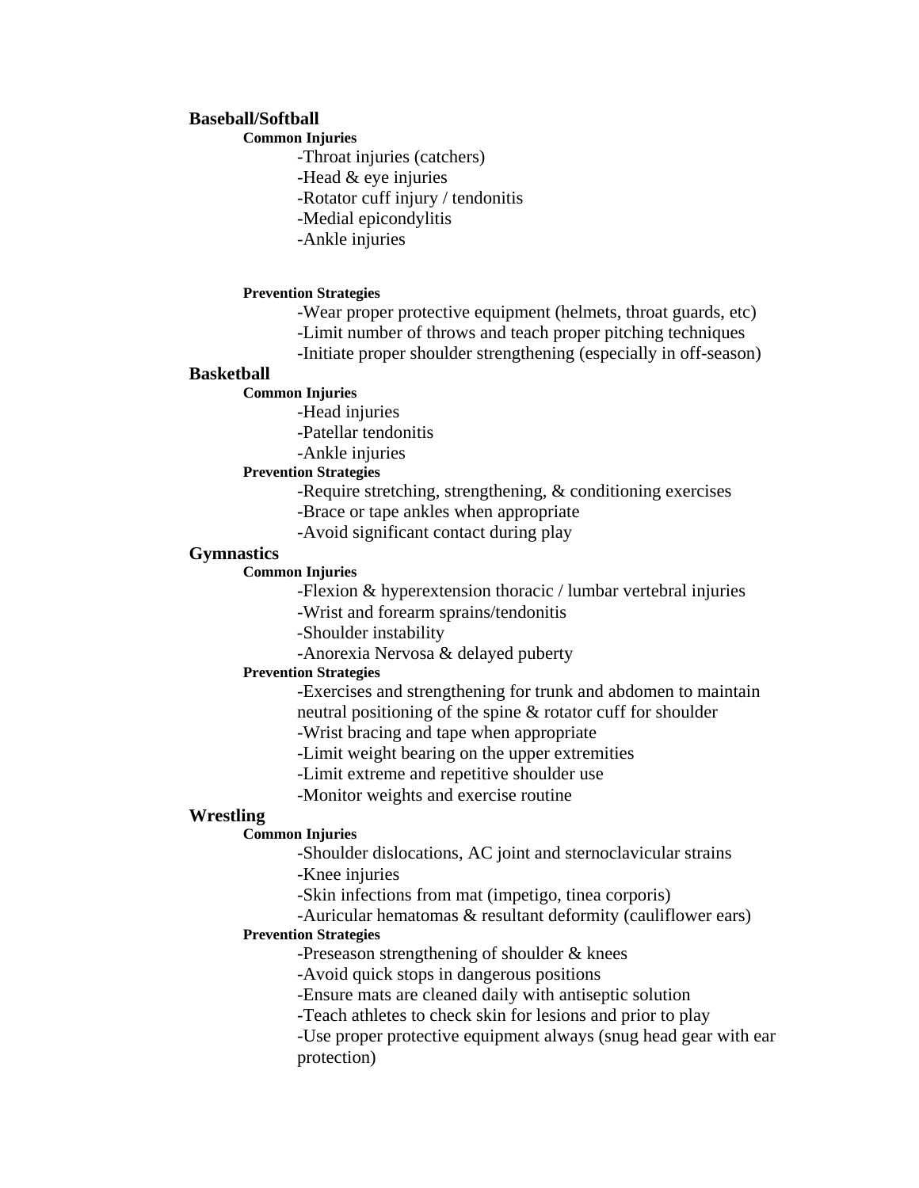## Baseball/Softball

### Common Injuries

- -Throat injuries (catchers)
- -Head & eye injuries
- -Rotator cuff injury / tendonitis
- -Medial epicondylitis
- -Ankle injuries

### Prevention Strategies

- -Wear proper protective equipment (helmets, throat guards, etc)
- -Limit number of throws and teach proper pitching techniques
- -Initiate proper shoulder strengthening (especially in off-season)

## Basketball

### Common Injuries

- -Head injuries
- -Patellar tendonitis
- -Ankle injuries

### Prevention Strategies

- -Require stretching, strengthening, & conditioning exercises
- -Brace or tape ankles when appropriate
- -Avoid significant contact during play

## Gymnastics

### Common Injuries

- -Flexion & hyperextension thoracic / lumbar vertebral injuries
- -Wrist and forearm sprains/tendonitis
- -Shoulder instability
- -Anorexia Nervosa & delayed puberty

### Prevention Strategies

- -Exercises and strengthening for trunk and abdomen to maintain neutral positioning of the spine & rotator cuff for shoulder
- -Wrist bracing and tape when appropriate
- -Limit weight bearing on the upper extremities
- -Limit extreme and repetitive shoulder use
- -Monitor weights and exercise routine

## Wrestling

### Common Injuries

- -Shoulder dislocations, AC joint and sternoclavicular strains
- -Knee injuries
- -Skin infections from mat (impetigo, tinea corporis)
- -Auricular hematomas & resultant deformity (cauliflower ears)

### Prevention Strategies

- -Preseason strengthening of shoulder & knees
- -Avoid quick stops in dangerous positions
- -Ensure mats are cleaned daily with antiseptic solution
- -Teach athletes to check skin for lesions and prior to play
- -Use proper protective equipment always (snug head gear with ear protection)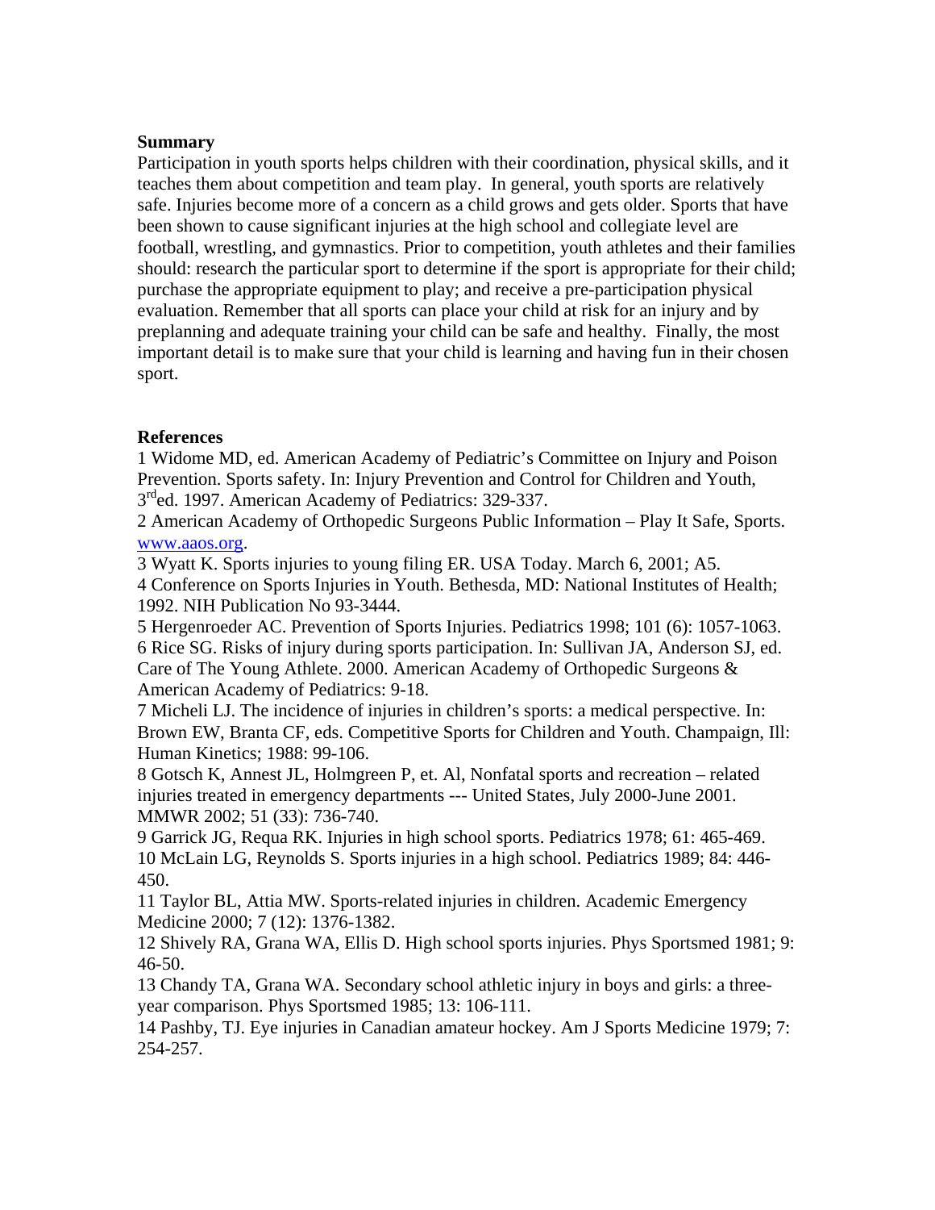**Summary**

Participation in youth sports helps children with their coordination, physical skills, and it teaches them about competition and team play. In general, youth sports are relatively safe. Injuries become more of a concern as a child grows and gets older. Sports that have been shown to cause significant injuries at the high school and collegiate level are football, wrestling, and gymnastics. Prior to competition, youth athletes and their families should: research the particular sport to determine if the sport is appropriate for their child; purchase the appropriate equipment to play; and receive a pre-participation physical evaluation. Remember that all sports can place your child at risk for an injury and by preplanning and adequate training your child can be safe and healthy. Finally, the most important detail is to make sure that your child is learning and having fun in their chosen sport.

**References**

1 Widome MD, ed. American Academy of Pediatric's Committee on Injury and Poison Prevention. Sports safety. In: Injury Prevention and Control for Children and Youth, 3rd ed. 1997. American Academy of Pediatrics: 329-337.
2 American Academy of Orthopedic Surgeons Public Information – Play It Safe, Sports. www.aaos.org.
3 Wyatt K. Sports injuries to young filing ER. USA Today. March 6, 2001; A5.
4 Conference on Sports Injuries in Youth. Bethesda, MD: National Institutes of Health; 1992. NIH Publication No 93-3444.
5 Hergenroeder AC. Prevention of Sports Injuries. Pediatrics 1998; 101 (6): 1057-1063.
6 Rice SG. Risks of injury during sports participation. In: Sullivan JA, Anderson SJ, ed. Care of The Young Athlete. 2000. American Academy of Orthopedic Surgeons & American Academy of Pediatrics: 9-18.
7 Micheli LJ. The incidence of injuries in children's sports: a medical perspective. In: Brown EW, Branta CF, eds. Competitive Sports for Children and Youth. Champaign, Ill: Human Kinetics; 1988: 99-106.
8 Gotsch K, Annest JL, Holmgreen P, et. Al, Nonfatal sports and recreation – related injuries treated in emergency departments --- United States, July 2000-June 2001. MMWR 2002; 51 (33): 736-740.
9 Garrick JG, Requa RK. Injuries in high school sports. Pediatrics 1978; 61: 465-469.
10 McLain LG, Reynolds S. Sports injuries in a high school. Pediatrics 1989; 84: 446-450.
11 Taylor BL, Attia MW. Sports-related injuries in children. Academic Emergency Medicine 2000; 7 (12): 1376-1382.
12 Shively RA, Grana WA, Ellis D. High school sports injuries. Phys Sportsmed 1981; 9: 46-50.
13 Chandy TA, Grana WA. Secondary school athletic injury in boys and girls: a three-year comparison. Phys Sportsmed 1985; 13: 106-111.
14 Pashby, TJ. Eye injuries in Canadian amateur hockey. Am J Sports Medicine 1979; 7: 254-257.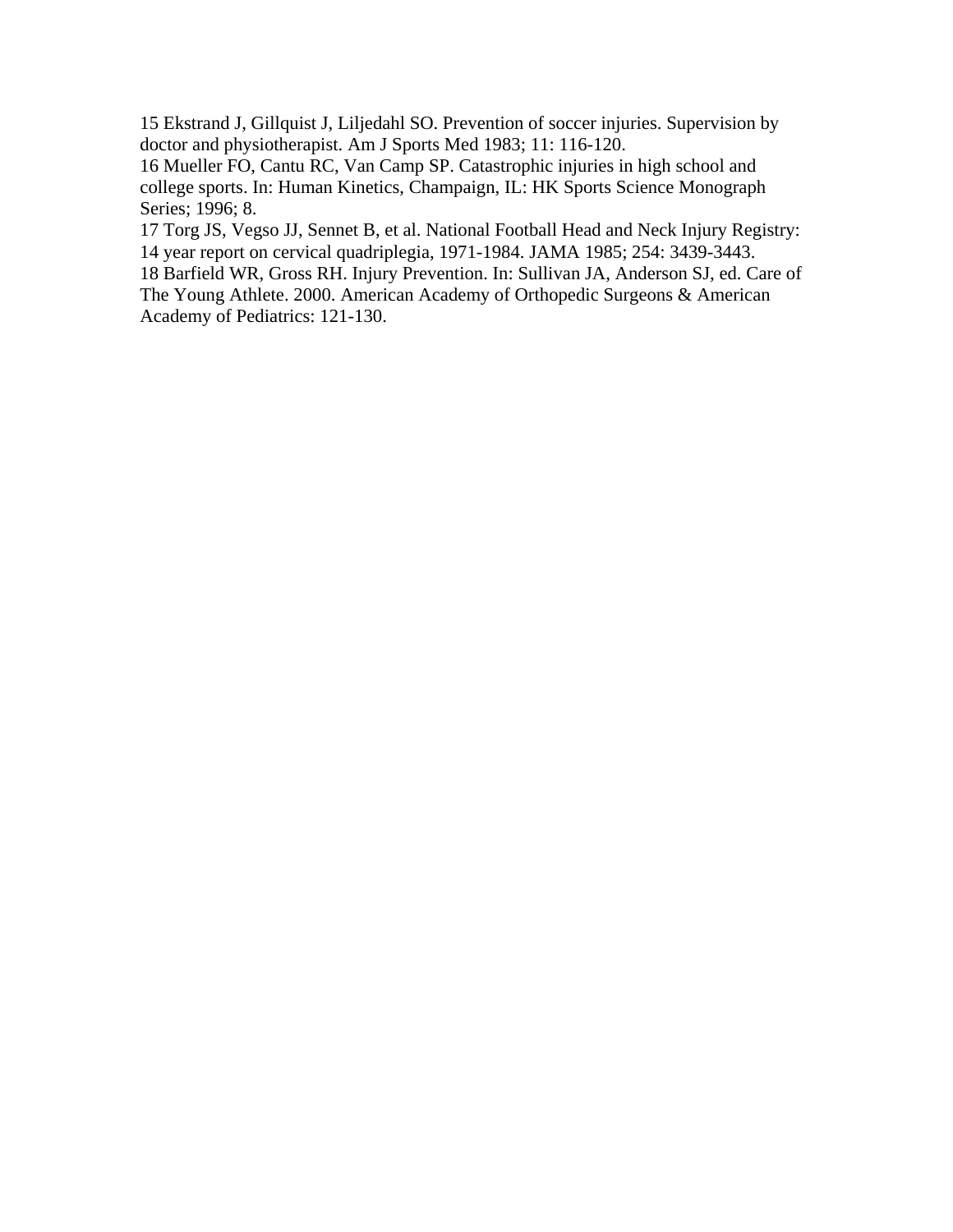15 Ekstrand J, Gillquist J, Liljedahl SO. Prevention of soccer injuries. Supervision by doctor and physiotherapist. Am J Sports Med 1983; 11: 116-120.
16 Mueller FO, Cantu RC, Van Camp SP. Catastrophic injuries in high school and college sports. In: Human Kinetics, Champaign, IL: HK Sports Science Monograph Series; 1996; 8.
17 Torg JS, Vegso JJ, Sennet B, et al. National Football Head and Neck Injury Registry: 14 year report on cervical quadriplegia, 1971-1984. JAMA 1985; 254: 3439-3443.
18 Barfield WR, Gross RH. Injury Prevention. In: Sullivan JA, Anderson SJ, ed. Care of The Young Athlete. 2000. American Academy of Orthopedic Surgeons & American Academy of Pediatrics: 121-130.